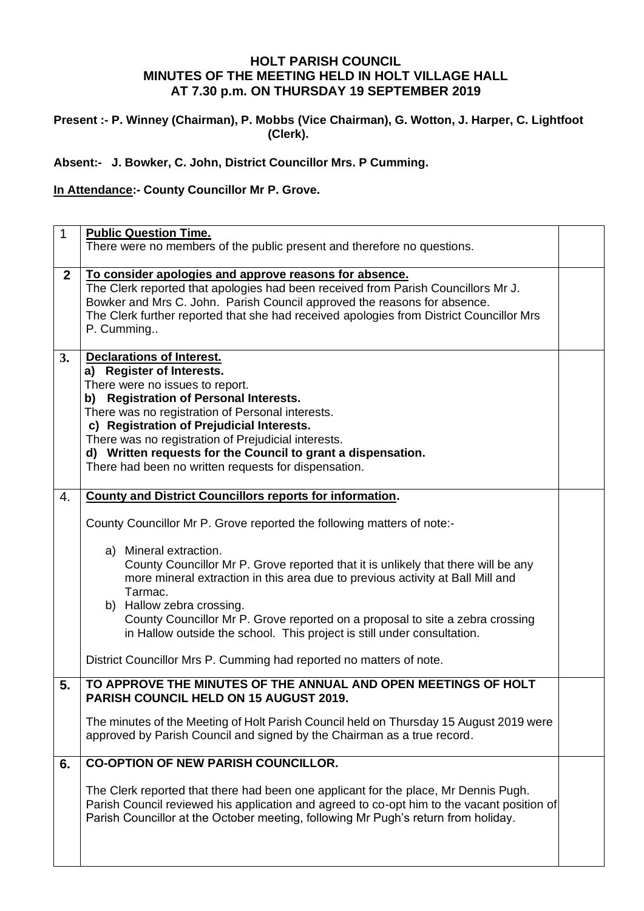# HOLT PARISH COUNCIL
## MINUTES OF THE MEETING HELD IN HOLT VILLAGE HALL
## AT 7.30 p.m. ON THURSDAY 19 SEPTEMBER 2019

**Present :- P. Winney (Chairman), P. Mobbs (Vice Chairman), G. Wotton, J. Harper, C. Lightfoot (Clerk).**

**Absent:- J. Bowker, C. John, District Councillor Mrs. P Cumming.**

**In Attendance:- County Councillor Mr P. Grove.**

| | | |
|---|---|---|
| 1 | **Public Question Time.**<br>There were no members of the public present and therefore no questions. | |
| **2** | **To consider apologies and approve reasons for absence.**<br>The Clerk reported that apologies had been received from Parish Councillors Mr J. Bowker and Mrs C. John. Parish Council approved the reasons for absence.<br>The Clerk further reported that she had received apologies from District Councillor Mrs P. Cumming.. | |
| **3.** | **Declarations of Interest.**<br>**a) Register of Interests.**<br>There were no issues to report.<br>**b) Registration of Personal Interests.**<br>There was no registration of Personal interests.<br>**c) Registration of Prejudicial Interests.**<br>There was no registration of Prejudicial interests.<br>**d) Written requests for the Council to grant a dispensation.**<br>There had been no written requests for dispensation. | |
| 4. | **County and District Councillors reports for information.**<br><br>County Councillor Mr P. Grove reported the following matters of note:-<br><br>a) Mineral extraction.<br>County Councillor Mr P. Grove reported that it is unlikely that there will be any more mineral extraction in this area due to previous activity at Ball Mill and Tarmac.<br>b) Hallow zebra crossing.<br>County Councillor Mr P. Grove reported on a proposal to site a zebra crossing in Hallow outside the school. This project is still under consultation.<br><br>District Councillor Mrs P. Cumming had reported no matters of note. | |
| **5.** | **TO APPROVE THE MINUTES OF THE ANNUAL AND OPEN MEETINGS OF HOLT PARISH COUNCIL HELD ON 15 AUGUST 2019.**<br><br>The minutes of the Meeting of Holt Parish Council held on Thursday 15 August 2019 were approved by Parish Council and signed by the Chairman as a true record. | |
| **6.** | **CO-OPTION OF NEW PARISH COUNCILLOR.**<br><br>The Clerk reported that there had been one applicant for the place, Mr Dennis Pugh. Parish Council reviewed his application and agreed to co-opt him to the vacant position of Parish Councillor at the October meeting, following Mr Pugh's return from holiday. | |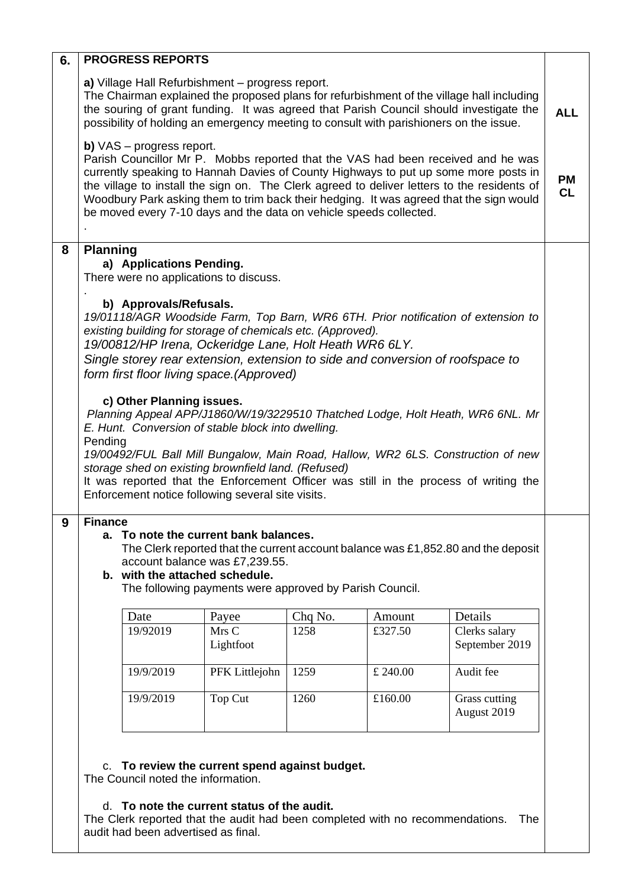| | | |
|---|---|---|
| **6.** | **PROGRESS REPORTS** | |
| | **a)** Village Hall Refurbishment – progress report.<br>The Chairman explained the proposed plans for refurbishment of the village hall including the souring of grant funding. It was agreed that Parish Council should investigate the possibility of holding an emergency meeting to consult with parishioners on the issue. | **ALL** |
| | **b)** VAS – progress report.<br>Parish Councillor Mr P. Mobbs reported that the VAS had been received and he was currently speaking to Hannah Davies of County Highways to put up some more posts in the village to install the sign on. The Clerk agreed to deliver letters to the residents of Woodbury Park asking them to trim back their hedging. It was agreed that the sign would be moved every 7-10 days and the data on vehicle speeds collected.<br>. | **PM<br>CL** |
| **8** | **Planning** | |
| | **a) Applications Pending.**<br>There were no applications to discuss.<br>. | |
| | **b) Approvals/Refusals.**<br>*19/01118/AGR Woodside Farm, Top Barn, WR6 6TH. Prior notification of extension to existing building for storage of chemicals etc. (Approved).*<br>*19/00812/HP Irena, Ockeridge Lane, Holt Heath WR6 6LY.*<br>*Single storey rear extension, extension to side and conversion of roofspace to form first floor living space.(Approved)* | |
| | **c) Other Planning issues.**<br>*Planning Appeal APP/J1860/W/19/3229510 Thatched Lodge, Holt Heath, WR6 6NL. Mr E. Hunt. Conversion of stable block into dwelling.*<br>Pending<br>*19/00492/FUL Ball Mill Bungalow, Main Road, Hallow, WR2 6LS. Construction of new storage shed on existing brownfield land. (Refused)*<br>It was reported that the Enforcement Officer was still in the process of writing the Enforcement notice following several site visits. | |
| **9** | **Finance** | |
| | **a. To note the current bank balances.**<br>The Clerk reported that the current account balance was £1,852.80 and the deposit account balance was £7,239.55.<br>**b. with the attached schedule.**<br>The following payments were approved by Parish Council. | |

| Date | Payee | Chq No. | Amount | Details |
|---|---|---|---|---|
| 19/92019 | Mrs C Lightfoot | 1258 | £327.50 | Clerks salary September 2019 |
| 19/9/2019 | PFK Littlejohn | 1259 | £ 240.00 | Audit fee |
| 19/9/2019 | Top Cut | 1260 | £160.00 | Grass cutting August 2019 |

c. **To review the current spend against budget.**
The Council noted the information.

d. **To note the current status of the audit.**
The Clerk reported that the audit had been completed with no recommendations. The audit had been advertised as final.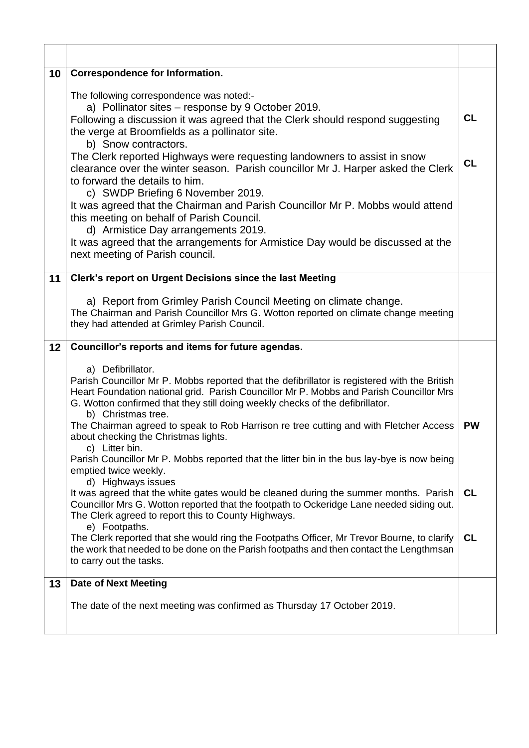| | | |
|---|---|---|
| | | |
| 10 | **Correspondence for Information.**<br><br>The following correspondence was noted:-<br>a) Pollinator sites – response by 9 October 2019.<br>Following a discussion it was agreed that the Clerk should respond suggesting the verge at Broomfields as a pollinator site.<br>b) Snow contractors.<br>The Clerk reported Highways were requesting landowners to assist in snow clearance over the winter season. Parish councillor Mr J. Harper asked the Clerk to forward the details to him.<br>c) SWDP Briefing 6 November 2019.<br>It was agreed that the Chairman and Parish Councillor Mr P. Mobbs would attend this meeting on behalf of Parish Council.<br>d) Armistice Day arrangements 2019.<br>It was agreed that the arrangements for Armistice Day would be discussed at the next meeting of Parish council. | **CL**<br><br>**CL** |
| 11 | **Clerk's report on Urgent Decisions since the last Meeting**<br><br>a) Report from Grimley Parish Council Meeting on climate change.<br>The Chairman and Parish Councillor Mrs G. Wotton reported on climate change meeting they had attended at Grimley Parish Council. | |
| 12 | **Councillor's reports and items for future agendas.**<br><br>a) Defibrillator.<br>Parish Councillor Mr P. Mobbs reported that the defibrillator is registered with the British Heart Foundation national grid. Parish Councillor Mr P. Mobbs and Parish Councillor Mrs G. Wotton confirmed that they still doing weekly checks of the defibrillator.<br>b) Christmas tree.<br>The Chairman agreed to speak to Rob Harrison re tree cutting and with Fletcher Access about checking the Christmas lights.<br>c) Litter bin.<br>Parish Councillor Mr P. Mobbs reported that the litter bin in the bus lay-bye is now being emptied twice weekly.<br>d) Highways issues<br>It was agreed that the white gates would be cleaned during the summer months. Parish Councillor Mrs G. Wotton reported that the footpath to Ockeridge Lane needed siding out. The Clerk agreed to report this to County Highways.<br>e) Footpaths.<br>The Clerk reported that she would ring the Footpaths Officer, Mr Trevor Bourne, to clarify the work that needed to be done on the Parish footpaths and then contact the Lengthmsan to carry out the tasks. | **PW**<br><br>**CL**<br><br>**CL** |
| 13 | **Date of Next Meeting**<br><br>The date of the next meeting was confirmed as Thursday 17 October 2019. | |